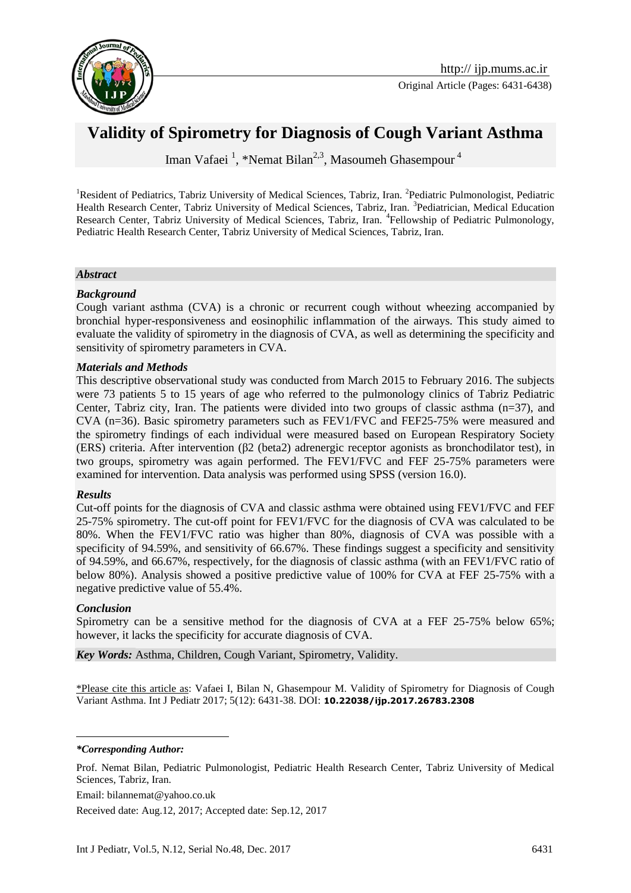http:// ijp.mums.ac.ir

Original Article (Pages: 6431-6438)

# Validity of Spirometry for Diagnosis of Cough Variant Asthma

Iman Vafaei [1], *Nemat Bilan[2,3], Masoumeh Ghasempour [4]

[1]Resident of Pediatrics, Tabriz University of Medical Sciences, Tabriz, Iran. [2]Pediatric Pulmonologist, Pediatric Health Research Center, Tabriz University of Medical Sciences, Tabriz, Iran. [3]Pediatrician, Medical Education Research Center, Tabriz University of Medical Sciences, Tabriz, Iran. [4]Fellowship of Pediatric Pulmonology, Pediatric Health Research Center, Tabriz University of Medical Sciences, Tabriz, Iran.

## *Abstract*

### *Background*

Cough variant asthma (CVA) is a chronic or recurrent cough without wheezing accompanied by bronchial hyper-responsiveness and eosinophilic inflammation of the airways. This study aimed to evaluate the validity of spirometry in the diagnosis of CVA, as well as determining the specificity and sensitivity of spirometry parameters in CVA.

### *Materials and Methods*

This descriptive observational study was conducted from March 2015 to February 2016. The subjects were 73 patients 5 to 15 years of age who referred to the pulmonology clinics of Tabriz Pediatric Center, Tabriz city, Iran. The patients were divided into two groups of classic asthma (n=37), and CVA (n=36). Basic spirometry parameters such as FEV1/FVC and FEF25-75% were measured and the spirometry findings of each individual were measured based on European Respiratory Society (ERS) criteria. After intervention (β2 (beta2) adrenergic receptor agonists as bronchodilator test), in two groups, spirometry was again performed. The FEV1/FVC and FEF 25-75% parameters were examined for intervention. Data analysis was performed using SPSS (version 16.0).

### *Results*

Cut-off points for the diagnosis of CVA and classic asthma were obtained using FEV1/FVC and FEF 25-75% spirometry. The cut-off point for FEV1/FVC for the diagnosis of CVA was calculated to be 80%. When the FEV1/FVC ratio was higher than 80%, diagnosis of CVA was possible with a specificity of 94.59%, and sensitivity of 66.67%. These findings suggest a specificity and sensitivity of 94.59%, and 66.67%, respectively, for the diagnosis of classic asthma (with an FEV1/FVC ratio of below 80%). Analysis showed a positive predictive value of 100% for CVA at FEF 25-75% with a negative predictive value of 55.4%.

### *Conclusion*

Spirometry can be a sensitive method for the diagnosis of CVA at a FEF 25-75% below 65%; however, it lacks the specificity for accurate diagnosis of CVA.

***Key Words:*** Asthma, Children, Cough Variant, Spirometry, Validity.

*Please cite this article as: Vafaei I, Bilan N, Ghasempour M. Validity of Spirometry for Diagnosis of Cough Variant Asthma. Int J Pediatr 2017; 5(12): 6431-38. DOI: **10.22038/ijp.2017.26783.2308**

---

***\*Corresponding Author:***

Prof. Nemat Bilan, Pediatric Pulmonologist, Pediatric Health Research Center, Tabriz University of Medical Sciences, Tabriz, Iran.

Email: bilannemat@yahoo.co.uk

Received date: Aug.12, 2017; Accepted date: Sep.12, 2017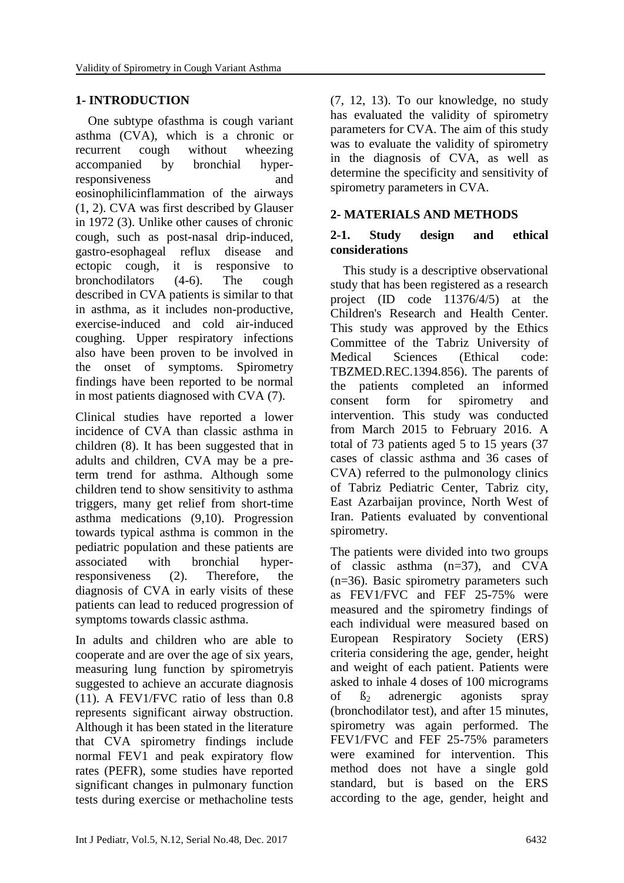## 1- INTRODUCTION

One subtype ofasthma is cough variant asthma (CVA), which is a chronic or recurrent cough without wheezing accompanied by bronchial hyper-responsiveness and eosinophilicinflammation of the airways (1, 2). CVA was first described by Glauser in 1972 (3). Unlike other causes of chronic cough, such as post-nasal drip-induced, gastro-esophageal reflux disease and ectopic cough, it is responsive to bronchodilators (4-6). The cough described in CVA patients is similar to that in asthma, as it includes non-productive, exercise-induced and cold air-induced coughing. Upper respiratory infections also have been proven to be involved in the onset of symptoms. Spirometry findings have been reported to be normal in most patients diagnosed with CVA (7).

Clinical studies have reported a lower incidence of CVA than classic asthma in children (8). It has been suggested that in adults and children, CVA may be a pre-term trend for asthma. Although some children tend to show sensitivity to asthma triggers, many get relief from short-time asthma medications (9,10). Progression towards typical asthma is common in the pediatric population and these patients are associated with bronchial hyper-responsiveness (2). Therefore, the diagnosis of CVA in early visits of these patients can lead to reduced progression of symptoms towards classic asthma.

In adults and children who are able to cooperate and are over the age of six years, measuring lung function by spirometryis suggested to achieve an accurate diagnosis (11). A FEV1/FVC ratio of less than 0.8 represents significant airway obstruction. Although it has been stated in the literature that CVA spirometry findings include normal FEV1 and peak expiratory flow rates (PEFR), some studies have reported significant changes in pulmonary function tests during exercise or methacholine tests (7, 12, 13). To our knowledge, no study has evaluated the validity of spirometry parameters for CVA. The aim of this study was to evaluate the validity of spirometry in the diagnosis of CVA, as well as determine the specificity and sensitivity of spirometry parameters in CVA.

## 2- MATERIALS AND METHODS

### 2-1. Study design and ethical considerations

This study is a descriptive observational study that has been registered as a research project (ID code 11376/4/5) at the Children's Research and Health Center. This study was approved by the Ethics Committee of the Tabriz University of Medical Sciences (Ethical code: TBZMED.REC.1394.856). The parents of the patients completed an informed consent form for spirometry and intervention. This study was conducted from March 2015 to February 2016. A total of 73 patients aged 5 to 15 years (37 cases of classic asthma and 36 cases of CVA) referred to the pulmonology clinics of Tabriz Pediatric Center, Tabriz city, East Azarbaijan province, North West of Iran. Patients evaluated by conventional spirometry.

The patients were divided into two groups of classic asthma (n=37), and CVA (n=36). Basic spirometry parameters such as FEV1/FVC and FEF 25-75% were measured and the spirometry findings of each individual were measured based on European Respiratory Society (ERS) criteria considering the age, gender, height and weight of each patient. Patients were asked to inhale 4 doses of 100 micrograms of $\beta_2$ adrenergic agonists spray (bronchodilator test), and after 15 minutes, spirometry was again performed. The FEV1/FVC and FEF 25-75% parameters were examined for intervention. This method does not have a single gold standard, but is based on the ERS according to the age, gender, height and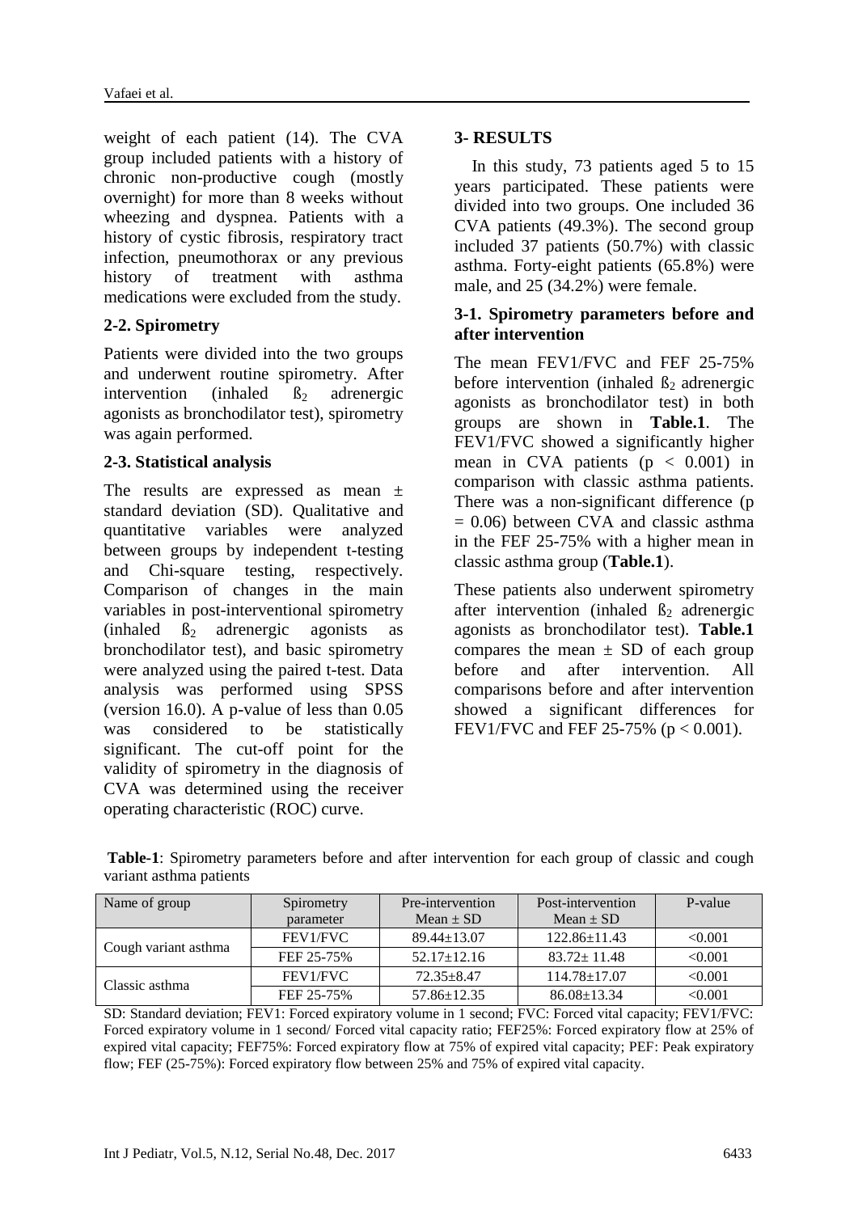weight of each patient (14). The CVA group included patients with a history of chronic non-productive cough (mostly overnight) for more than 8 weeks without wheezing and dyspnea. Patients with a history of cystic fibrosis, respiratory tract infection, pneumothorax or any previous history of treatment with asthma medications were excluded from the study.

### 2-2. Spirometry

Patients were divided into the two groups and underwent routine spirometry. After intervention (inhaled $ß_2$ adrenergic agonists as bronchodilator test), spirometry was again performed.

### 2-3. Statistical analysis

The results are expressed as mean ± standard deviation (SD). Qualitative and quantitative variables were analyzed between groups by independent t-testing and Chi-square testing, respectively. Comparison of changes in the main variables in post-interventional spirometry (inhaled $ß_2$ adrenergic agonists as bronchodilator test), and basic spirometry were analyzed using the paired t-test. Data analysis was performed using SPSS (version 16.0). A p-value of less than 0.05 was considered to be statistically significant. The cut-off point for the validity of spirometry in the diagnosis of CVA was determined using the receiver operating characteristic (ROC) curve.

## 3- RESULTS

In this study, 73 patients aged 5 to 15 years participated. These patients were divided into two groups. One included 36 CVA patients (49.3%). The second group included 37 patients (50.7%) with classic asthma. Forty-eight patients (65.8%) were male, and 25 (34.2%) were female.

### 3-1. Spirometry parameters before and after intervention

The mean FEV1/FVC and FEF 25-75% before intervention (inhaled $ß_2$ adrenergic agonists as bronchodilator test) in both groups are shown in **Table.1**. The FEV1/FVC showed a significantly higher mean in CVA patients ($p < 0.001$) in comparison with classic asthma patients. There was a non-significant difference ($p = 0.06$) between CVA and classic asthma in the FEF 25-75% with a higher mean in classic asthma group (**Table.1**).

These patients also underwent spirometry after intervention (inhaled $ß_2$ adrenergic agonists as bronchodilator test). **Table.1** compares the mean ± SD of each group before and after intervention. All comparisons before and after intervention showed a significant differences for FEV1/FVC and FEF 25-75% ($p < 0.001$).

**Table-1**: Spirometry parameters before and after intervention for each group of classic and cough variant asthma patients

| Name of group | Spirometry parameter | Pre-intervention Mean ± SD | Post-intervention Mean ± SD | P-value |
|---|---|---|---|---|
| Cough variant asthma | FEV1/FVC | 89.44±13.07 | 122.86±11.43 | <0.001 |
| | FEF 25-75% | 52.17±12.16 | 83.72± 11.48 | <0.001 |
| Classic asthma | FEV1/FVC | 72.35±8.47 | 114.78±17.07 | <0.001 |
| | FEF 25-75% | 57.86±12.35 | 86.08±13.34 | <0.001 |

SD: Standard deviation; FEV1: Forced expiratory volume in 1 second; FVC: Forced vital capacity; FEV1/FVC: Forced expiratory volume in 1 second/ Forced vital capacity ratio; FEF25%: Forced expiratory flow at 25% of expired vital capacity; FEF75%: Forced expiratory flow at 75% of expired vital capacity; PEF: Peak expiratory flow; FEF (25-75%): Forced expiratory flow between 25% and 75% of expired vital capacity.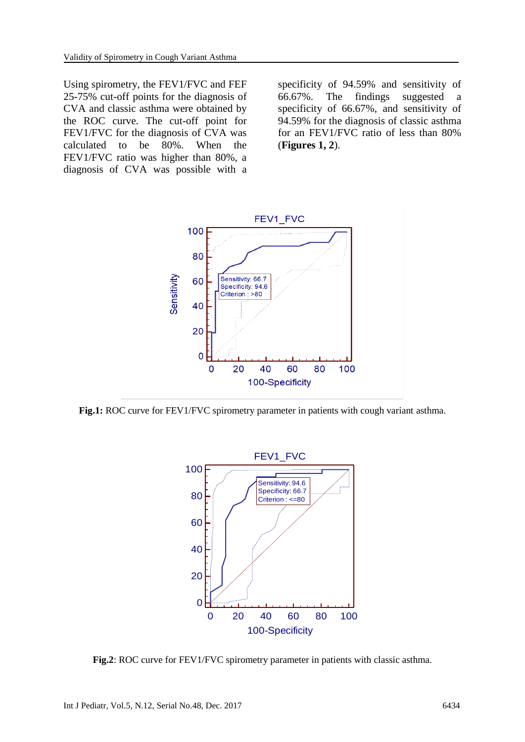Using spirometry, the FEV1/FVC and FEF 25-75% cut-off points for the diagnosis of CVA and classic asthma were obtained by the ROC curve. The cut-off point for FEV1/FVC for the diagnosis of CVA was calculated to be 80%. When the FEV1/FVC ratio was higher than 80%, a diagnosis of CVA was possible with a specificity of 94.59% and sensitivity of 66.67%. The findings suggested a specificity of 66.67%, and sensitivity of 94.59% for the diagnosis of classic asthma for an FEV1/FVC ratio of less than 80% (**Figures 1, 2**).

**Fig.1:** ROC curve for FEV1/FVC spirometry parameter in patients with cough variant asthma.

**Fig.2**: ROC curve for FEV1/FVC spirometry parameter in patients with classic asthma.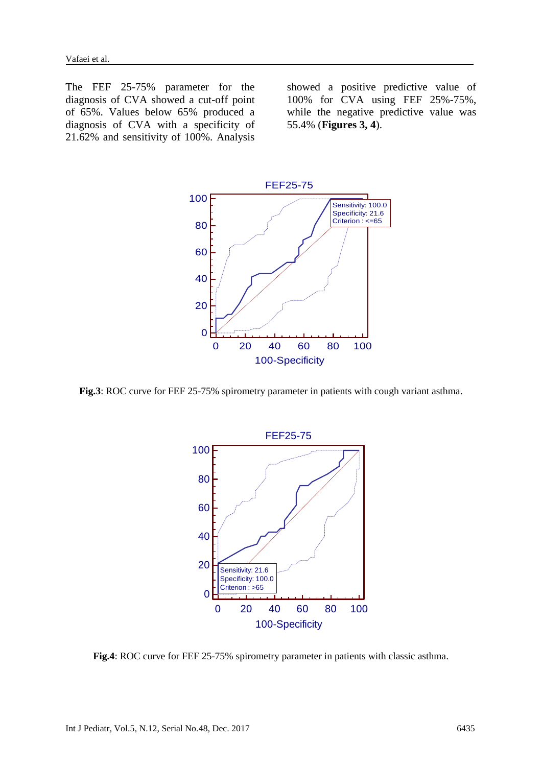The FEF 25-75% parameter for the diagnosis of CVA showed a cut-off point of 65%. Values below 65% produced a diagnosis of CVA with a specificity of 21.62% and sensitivity of 100%. Analysis showed a positive predictive value of 100% for CVA using FEF 25%-75%, while the negative predictive value was 55.4% (**Figures 3, 4**).

**Fig.3**: ROC curve for FEF 25-75% spirometry parameter in patients with cough variant asthma.

**Fig.4**: ROC curve for FEF 25-75% spirometry parameter in patients with classic asthma.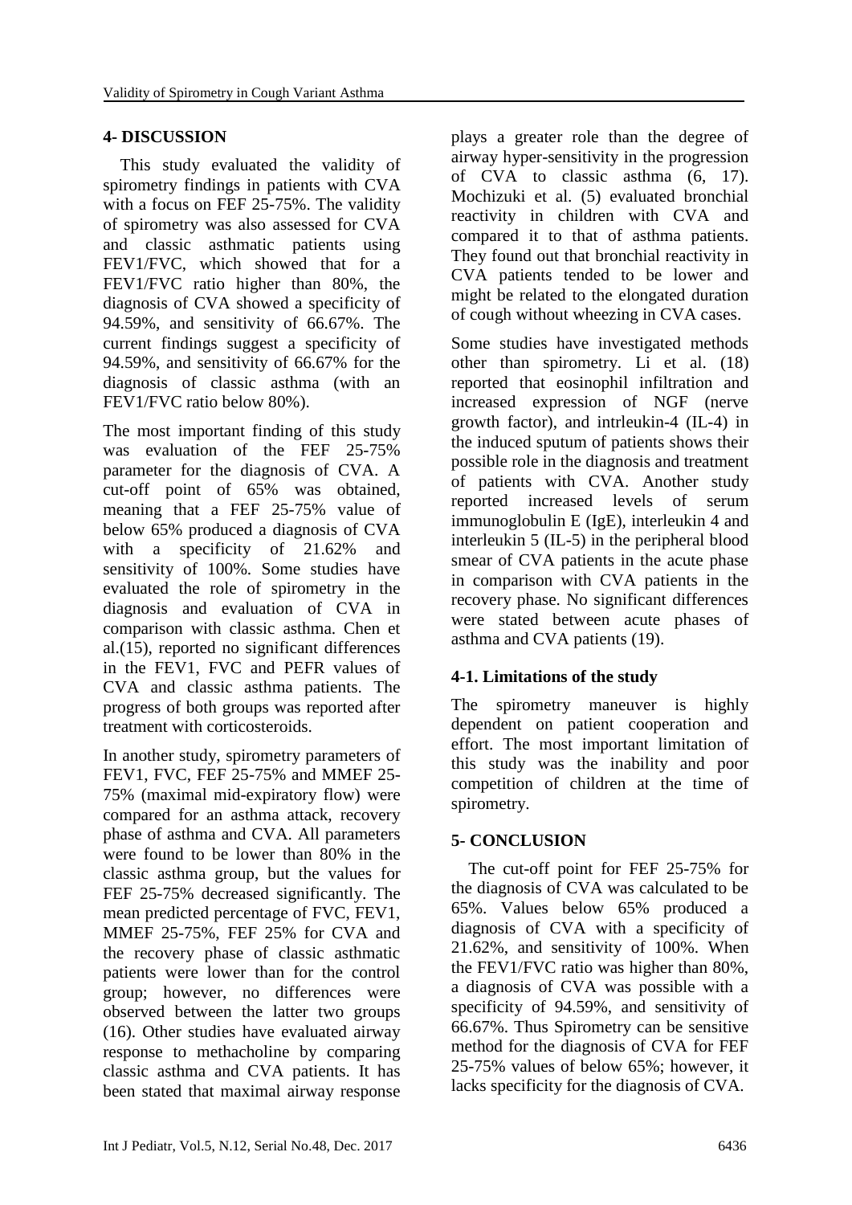## 4- DISCUSSION

This study evaluated the validity of spirometry findings in patients with CVA with a focus on FEF 25-75%. The validity of spirometry was also assessed for CVA and classic asthmatic patients using FEV1/FVC, which showed that for a FEV1/FVC ratio higher than 80%, the diagnosis of CVA showed a specificity of 94.59%, and sensitivity of 66.67%. The current findings suggest a specificity of 94.59%, and sensitivity of 66.67% for the diagnosis of classic asthma (with an FEV1/FVC ratio below 80%).

The most important finding of this study was evaluation of the FEF 25-75% parameter for the diagnosis of CVA. A cut-off point of 65% was obtained, meaning that a FEF 25-75% value of below 65% produced a diagnosis of CVA with a specificity of 21.62% and sensitivity of 100%. Some studies have evaluated the role of spirometry in the diagnosis and evaluation of CVA in comparison with classic asthma. Chen et al.(15), reported no significant differences in the FEV1, FVC and PEFR values of CVA and classic asthma patients. The progress of both groups was reported after treatment with corticosteroids.

In another study, spirometry parameters of FEV1, FVC, FEF 25-75% and MMEF 25-75% (maximal mid-expiratory flow) were compared for an asthma attack, recovery phase of asthma and CVA. All parameters were found to be lower than 80% in the classic asthma group, but the values for FEF 25-75% decreased significantly. The mean predicted percentage of FVC, FEV1, MMEF 25-75%, FEF 25% for CVA and the recovery phase of classic asthmatic patients were lower than for the control group; however, no differences were observed between the latter two groups (16). Other studies have evaluated airway response to methacholine by comparing classic asthma and CVA patients. It has been stated that maximal airway response plays a greater role than the degree of airway hyper-sensitivity in the progression of CVA to classic asthma (6, 17). Mochizuki et al. (5) evaluated bronchial reactivity in children with CVA and compared it to that of asthma patients. They found out that bronchial reactivity in CVA patients tended to be lower and might be related to the elongated duration of cough without wheezing in CVA cases.

Some studies have investigated methods other than spirometry. Li et al. (18) reported that eosinophil infiltration and increased expression of NGF (nerve growth factor), and intrleukin-4 (IL-4) in the induced sputum of patients shows their possible role in the diagnosis and treatment of patients with CVA. Another study reported increased levels of serum immunoglobulin E (IgE), interleukin 4 and interleukin 5 (IL-5) in the peripheral blood smear of CVA patients in the acute phase in comparison with CVA patients in the recovery phase. No significant differences were stated between acute phases of asthma and CVA patients (19).

### 4-1. Limitations of the study

The spirometry maneuver is highly dependent on patient cooperation and effort. The most important limitation of this study was the inability and poor competition of children at the time of spirometry.

## 5- CONCLUSION

The cut-off point for FEF 25-75% for the diagnosis of CVA was calculated to be 65%. Values below 65% produced a diagnosis of CVA with a specificity of 21.62%, and sensitivity of 100%. When the FEV1/FVC ratio was higher than 80%, a diagnosis of CVA was possible with a specificity of 94.59%, and sensitivity of 66.67%. Thus Spirometry can be sensitive method for the diagnosis of CVA for FEF 25-75% values of below 65%; however, it lacks specificity for the diagnosis of CVA.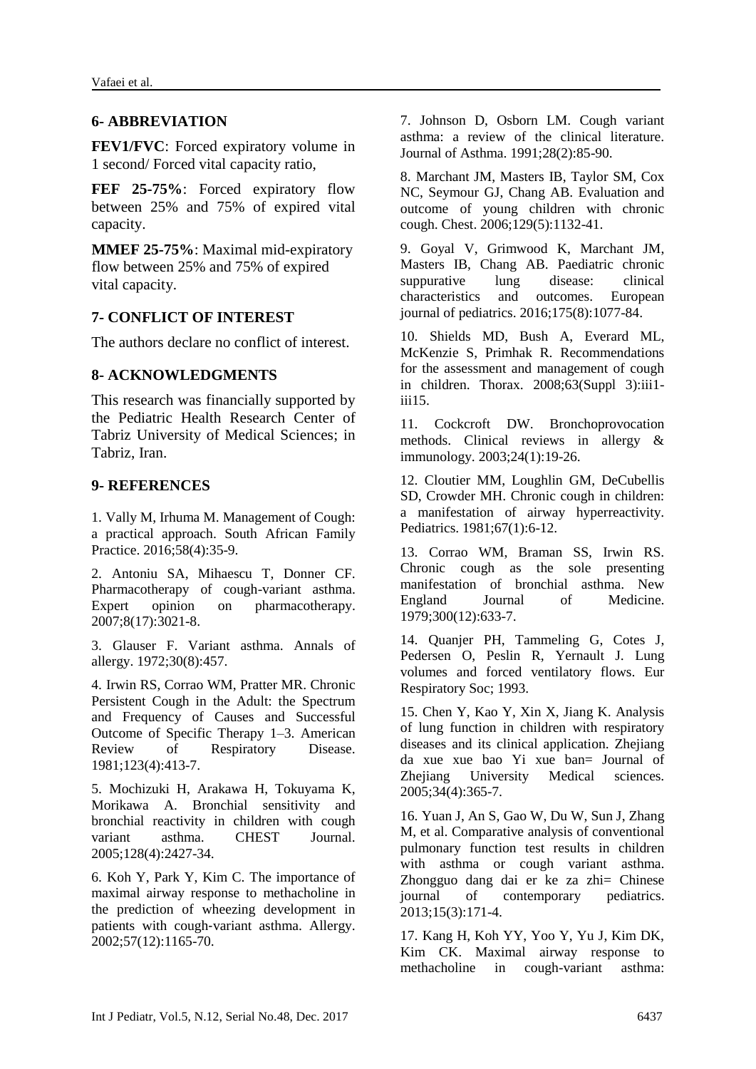## 6- ABBREVIATION

**FEV1/FVC**: Forced expiratory volume in 1 second/ Forced vital capacity ratio,

**FEF 25-75%**: Forced expiratory flow between 25% and 75% of expired vital capacity.

**MMEF 25-75%**: Maximal mid-expiratory flow between 25% and 75% of expired vital capacity.

## 7- CONFLICT OF INTEREST

The authors declare no conflict of interest.

## 8- ACKNOWLEDGMENTS

This research was financially supported by the Pediatric Health Research Center of Tabriz University of Medical Sciences; in Tabriz, Iran.

## 9- REFERENCES

1. Vally M, Irhuma M. Management of Cough: a practical approach. South African Family Practice. 2016;58(4):35-9.

2. Antoniu SA, Mihaescu T, Donner CF. Pharmacotherapy of cough-variant asthma. Expert opinion on pharmacotherapy. 2007;8(17):3021-8.

3. Glauser F. Variant asthma. Annals of allergy. 1972;30(8):457.

4. Irwin RS, Corrao WM, Pratter MR. Chronic Persistent Cough in the Adult: the Spectrum and Frequency of Causes and Successful Outcome of Specific Therapy 1–3. American Review of Respiratory Disease. 1981;123(4):413-7.

5. Mochizuki H, Arakawa H, Tokuyama K, Morikawa A. Bronchial sensitivity and bronchial reactivity in children with cough variant asthma. CHEST Journal. 2005;128(4):2427-34.

6. Koh Y, Park Y, Kim C. The importance of maximal airway response to methacholine in the prediction of wheezing development in patients with cough-variant asthma. Allergy. 2002;57(12):1165-70.

7. Johnson D, Osborn LM. Cough variant asthma: a review of the clinical literature. Journal of Asthma. 1991;28(2):85-90.

8. Marchant JM, Masters IB, Taylor SM, Cox NC, Seymour GJ, Chang AB. Evaluation and outcome of young children with chronic cough. Chest. 2006;129(5):1132-41.

9. Goyal V, Grimwood K, Marchant JM, Masters IB, Chang AB. Paediatric chronic suppurative lung disease: clinical characteristics and outcomes. European journal of pediatrics. 2016;175(8):1077-84.

10. Shields MD, Bush A, Everard ML, McKenzie S, Primhak R. Recommendations for the assessment and management of cough in children. Thorax. 2008;63(Suppl 3):iii1-iii15.

11. Cockcroft DW. Bronchoprovocation methods. Clinical reviews in allergy & immunology. 2003;24(1):19-26.

12. Cloutier MM, Loughlin GM, DeCubellis SD, Crowder MH. Chronic cough in children: a manifestation of airway hyperreactivity. Pediatrics. 1981;67(1):6-12.

13. Corrao WM, Braman SS, Irwin RS. Chronic cough as the sole presenting manifestation of bronchial asthma. New England Journal of Medicine. 1979;300(12):633-7.

14. Quanjer PH, Tammeling G, Cotes J, Pedersen O, Peslin R, Yernault J. Lung volumes and forced ventilatory flows. Eur Respiratory Soc; 1993.

15. Chen Y, Kao Y, Xin X, Jiang K. Analysis of lung function in children with respiratory diseases and its clinical application. Zhejiang da xue xue bao Yi xue ban= Journal of Zhejiang University Medical sciences. 2005;34(4):365-7.

16. Yuan J, An S, Gao W, Du W, Sun J, Zhang M, et al. Comparative analysis of conventional pulmonary function test results in children with asthma or cough variant asthma. Zhongguo dang dai er ke za zhi= Chinese journal of contemporary pediatrics. 2013;15(3):171-4.

17. Kang H, Koh YY, Yoo Y, Yu J, Kim DK, Kim CK. Maximal airway response to methacholine in cough-variant asthma: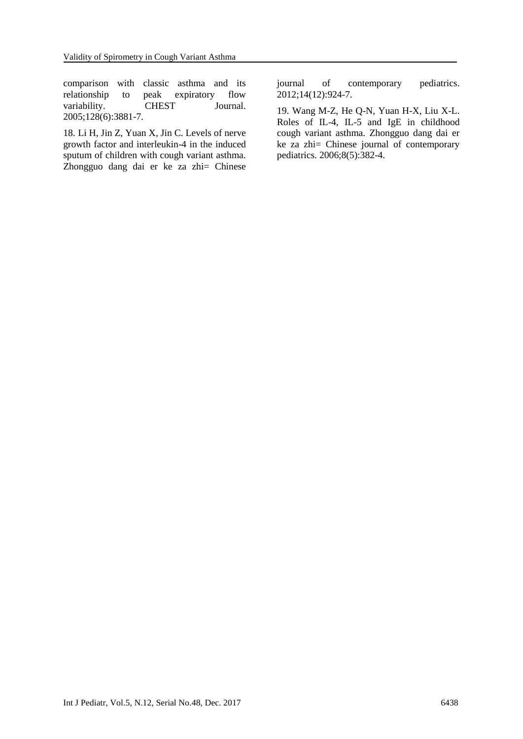comparison with classic asthma and its relationship to peak expiratory flow variability. CHEST Journal. 2005;128(6):3881-7.

18. Li H, Jin Z, Yuan X, Jin C. Levels of nerve growth factor and interleukin-4 in the induced sputum of children with cough variant asthma. Zhongguo dang dai er ke za zhi= Chinese journal of contemporary pediatrics. 2012;14(12):924-7.

19. Wang M-Z, He Q-N, Yuan H-X, Liu X-L. Roles of IL-4, IL-5 and IgE in childhood cough variant asthma. Zhongguo dang dai er ke za zhi= Chinese journal of contemporary pediatrics. 2006;8(5):382-4.